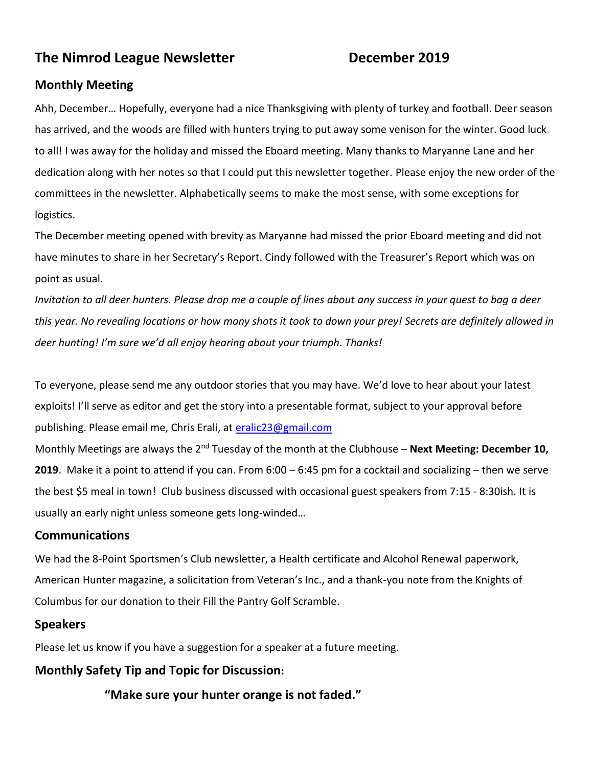# The Nimrod League Newsletter December 2019

## Monthly Meeting

Ahh, December… Hopefully, everyone had a nice Thanksgiving with plenty of turkey and football. Deer season has arrived, and the woods are filled with hunters trying to put away some venison for the winter. Good luck to all! I was away for the holiday and missed the Eboard meeting. Many thanks to Maryanne Lane and her dedication along with her notes so that I could put this newsletter together. Please enjoy the new order of the committees in the newsletter. Alphabetically seems to make the most sense, with some exceptions for logistics.

The December meeting opened with brevity as Maryanne had missed the prior Eboard meeting and did not have minutes to share in her Secretary's Report. Cindy followed with the Treasurer's Report which was on point as usual.

*Invitation to all deer hunters. Please drop me a couple of lines about any success in your quest to bag a deer this year. No revealing locations or how many shots it took to down your prey! Secrets are definitely allowed in deer hunting! I'm sure we'd all enjoy hearing about your triumph. Thanks!*

To everyone, please send me any outdoor stories that you may have. We'd love to hear about your latest exploits! I'll serve as editor and get the story into a presentable format, subject to your approval before publishing. Please email me, Chris Erali, at eralic23@gmail.com

Monthly Meetings are always the 2nd Tuesday of the month at the Clubhouse – **Next Meeting: December 10, 2019**. Make it a point to attend if you can. From 6:00 – 6:45 pm for a cocktail and socializing – then we serve the best $5 meal in town! Club business discussed with occasional guest speakers from 7:15 - 8:30ish. It is usually an early night unless someone gets long-winded…

## Communications

We had the 8-Point Sportsmen's Club newsletter, a Health certificate and Alcohol Renewal paperwork, American Hunter magazine, a solicitation from Veteran's Inc., and a thank-you note from the Knights of Columbus for our donation to their Fill the Pantry Golf Scramble.

## Speakers

Please let us know if you have a suggestion for a speaker at a future meeting.

## Monthly Safety Tip and Topic for Discussion:

**"Make sure your hunter orange is not faded."**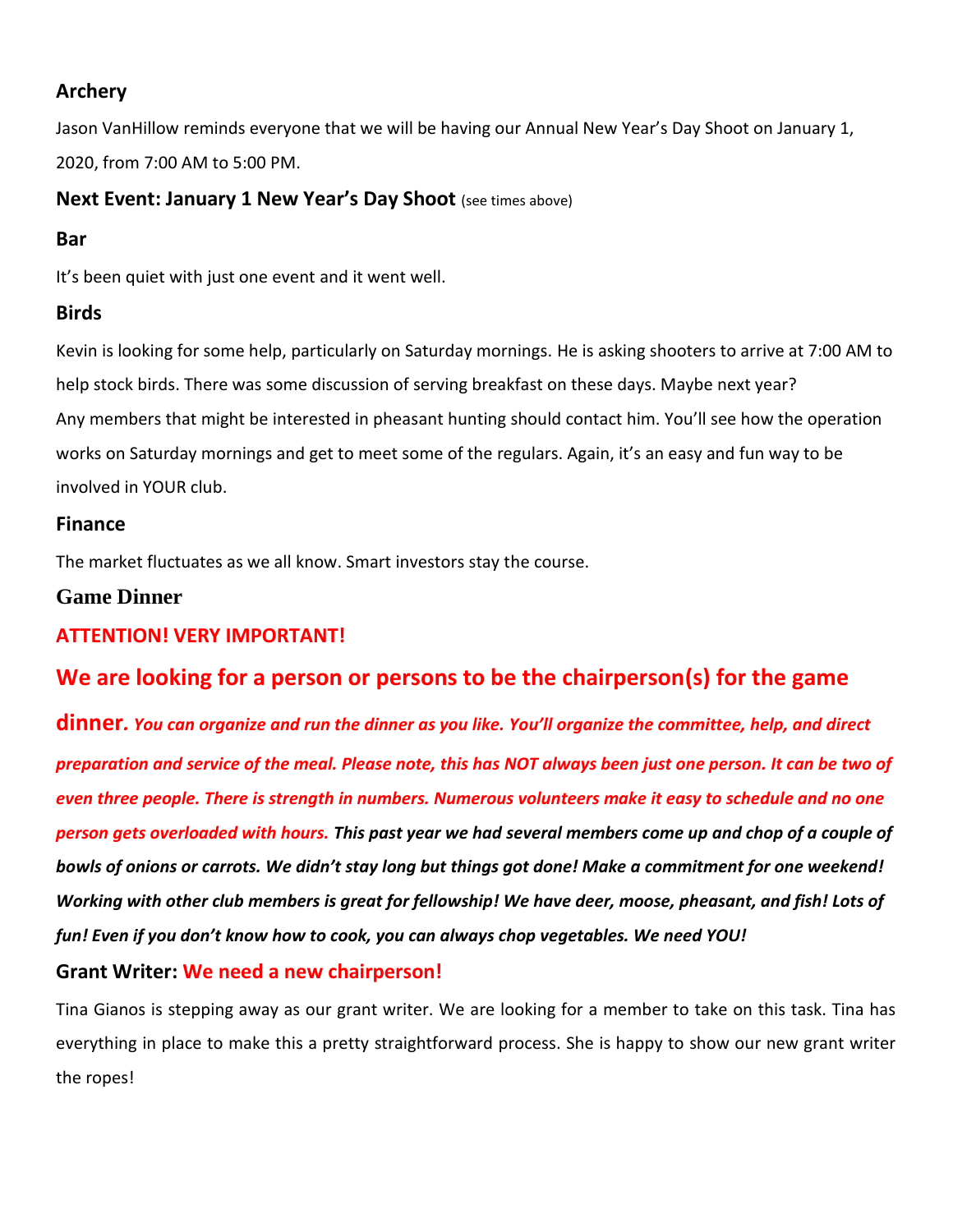### Archery

Jason VanHillow reminds everyone that we will be having our Annual New Year's Day Shoot on January 1, 2020, from 7:00 AM to 5:00 PM.

### Next Event: January 1 New Year's Day Shoot (see times above)

### Bar

It's been quiet with just one event and it went well.

### Birds

Kevin is looking for some help, particularly on Saturday mornings. He is asking shooters to arrive at 7:00 AM to help stock birds. There was some discussion of serving breakfast on these days. Maybe next year?
Any members that might be interested in pheasant hunting should contact him. You'll see how the operation works on Saturday mornings and get to meet some of the regulars. Again, it's an easy and fun way to be involved in YOUR club.

### Finance

The market fluctuates as we all know. Smart investors stay the course.

### Game Dinner

**ATTENTION! VERY IMPORTANT!**

**We are looking for a person or persons to be the chairperson(s) for the game dinner.** ***You can organize and run the dinner as you like. You'll organize the committee, help, and direct preparation and service of the meal. Please note, this has NOT always been just one person. It can be two of even three people. There is strength in numbers. Numerous volunteers make it easy to schedule and no one person gets overloaded with hours. This past year we had several members come up and chop of a couple of bowls of onions or carrots. We didn't stay long but things got done! Make a commitment for one weekend! Working with other club members is great for fellowship! We have deer, moose, pheasant, and fish! Lots of fun! Even if you don't know how to cook, you can always chop vegetables. We need YOU!***

### Grant Writer: We need a new chairperson!

Tina Gianos is stepping away as our grant writer. We are looking for a member to take on this task. Tina has everything in place to make this a pretty straightforward process. She is happy to show our new grant writer the ropes!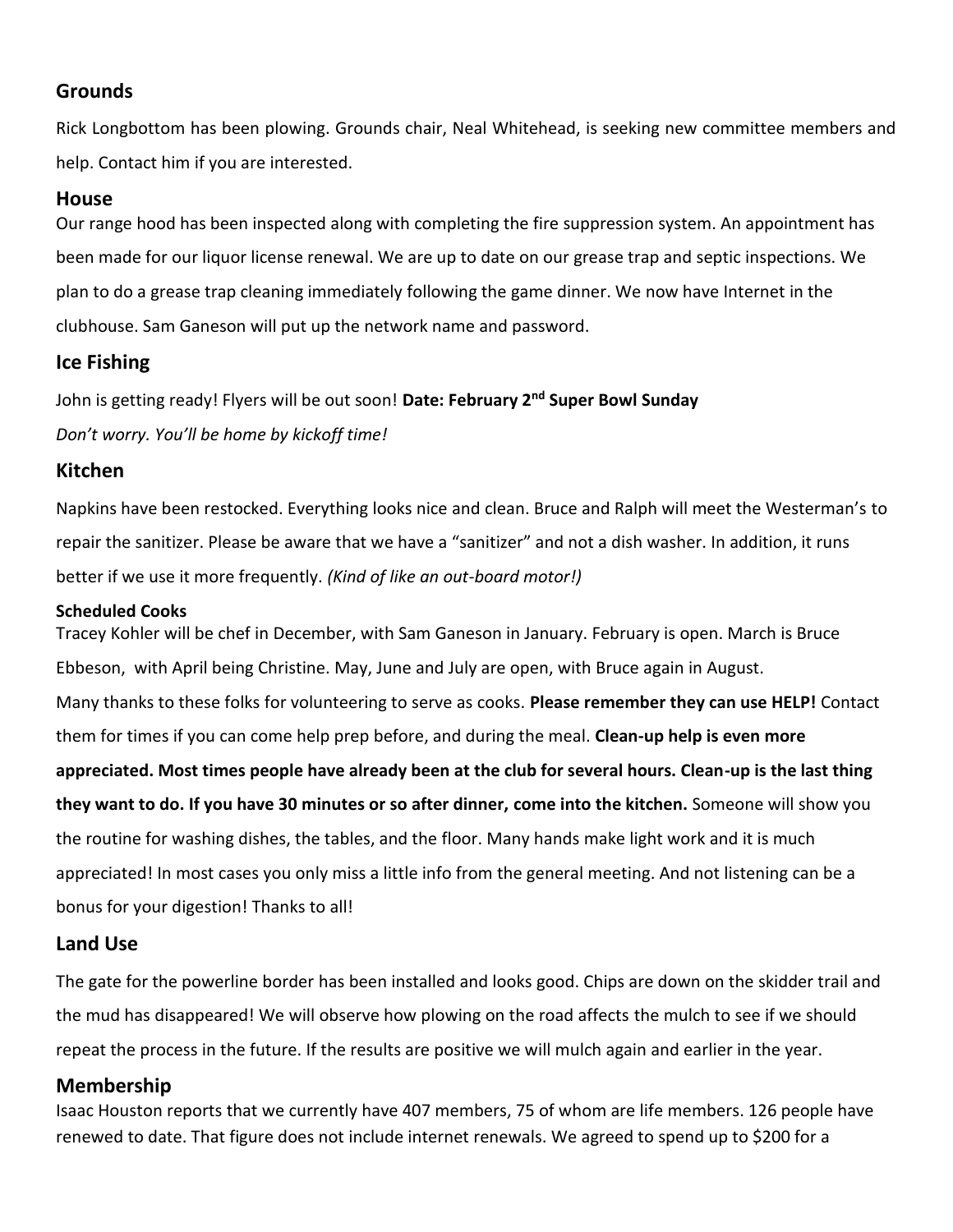## Grounds

Rick Longbottom has been plowing. Grounds chair, Neal Whitehead, is seeking new committee members and help. Contact him if you are interested.

## House

Our range hood has been inspected along with completing the fire suppression system. An appointment has been made for our liquor license renewal. We are up to date on our grease trap and septic inspections. We plan to do a grease trap cleaning immediately following the game dinner. We now have Internet in the clubhouse. Sam Ganeson will put up the network name and password.

## Ice Fishing

John is getting ready! Flyers will be out soon! **Date: February 2nd Super Bowl Sunday**

*Don't worry. You'll be home by kickoff time!*

## Kitchen

Napkins have been restocked. Everything looks nice and clean. Bruce and Ralph will meet the Westerman's to repair the sanitizer. Please be aware that we have a "sanitizer" and not a dish washer. In addition, it runs better if we use it more frequently. *(Kind of like an out-board motor!)*

### Scheduled Cooks

Tracey Kohler will be chef in December, with Sam Ganeson in January. February is open. March is Bruce Ebbeson, with April being Christine. May, June and July are open, with Bruce again in August.

Many thanks to these folks for volunteering to serve as cooks. **Please remember they can use HELP!** Contact them for times if you can come help prep before, and during the meal. **Clean-up help is even more appreciated. Most times people have already been at the club for several hours. Clean-up is the last thing they want to do. If you have 30 minutes or so after dinner, come into the kitchen.** Someone will show you the routine for washing dishes, the tables, and the floor. Many hands make light work and it is much appreciated! In most cases you only miss a little info from the general meeting. And not listening can be a bonus for your digestion! Thanks to all!

## Land Use

The gate for the powerline border has been installed and looks good. Chips are down on the skidder trail and the mud has disappeared! We will observe how plowing on the road affects the mulch to see if we should repeat the process in the future. If the results are positive we will mulch again and earlier in the year.

## Membership

Isaac Houston reports that we currently have 407 members, 75 of whom are life members. 126 people have renewed to date. That figure does not include internet renewals. We agreed to spend up to $200 for a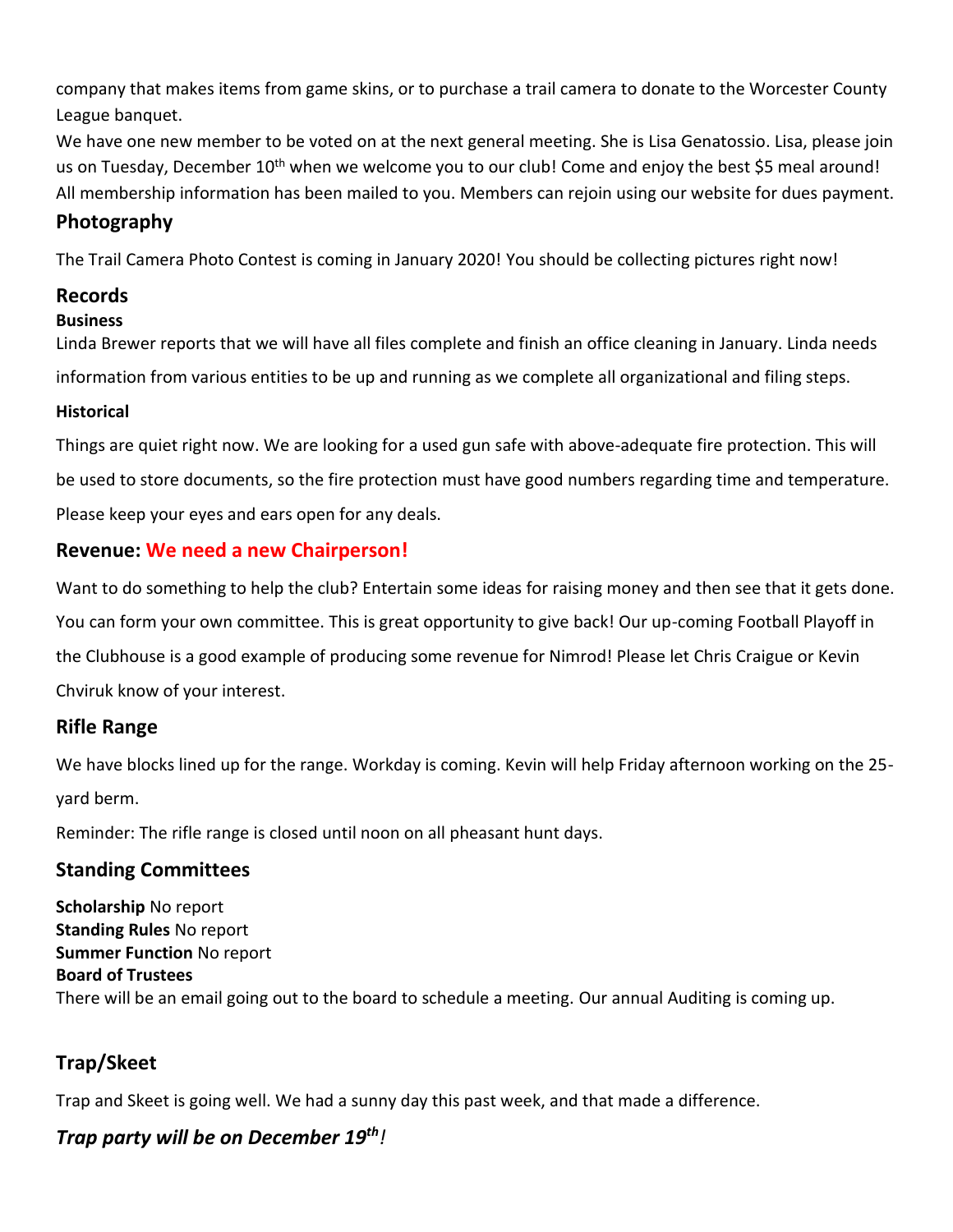company that makes items from game skins, or to purchase a trail camera to donate to the Worcester County League banquet.

We have one new member to be voted on at the next general meeting. She is Lisa Genatossio. Lisa, please join us on Tuesday, December 10th when we welcome you to our club! Come and enjoy the best $5 meal around! All membership information has been mailed to you. Members can rejoin using our website for dues payment.

## Photography

The Trail Camera Photo Contest is coming in January 2020! You should be collecting pictures right now!

## Records

**Business**

Linda Brewer reports that we will have all files complete and finish an office cleaning in January. Linda needs information from various entities to be up and running as we complete all organizational and filing steps.

**Historical**

Things are quiet right now. We are looking for a used gun safe with above-adequate fire protection. This will be used to store documents, so the fire protection must have good numbers regarding time and temperature. Please keep your eyes and ears open for any deals.

## Revenue: We need a new Chairperson!

Want to do something to help the club? Entertain some ideas for raising money and then see that it gets done. You can form your own committee. This is great opportunity to give back! Our up-coming Football Playoff in the Clubhouse is a good example of producing some revenue for Nimrod! Please let Chris Craigue or Kevin Chviruk know of your interest.

## Rifle Range

We have blocks lined up for the range. Workday is coming. Kevin will help Friday afternoon working on the 25-yard berm.

Reminder: The rifle range is closed until noon on all pheasant hunt days.

## Standing Committees

**Scholarship** No report
**Standing Rules** No report
**Summer Function** No report
**Board of Trustees**
There will be an email going out to the board to schedule a meeting. Our annual Auditing is coming up.

## Trap/Skeet

Trap and Skeet is going well. We had a sunny day this past week, and that made a difference.

***Trap party will be on December 19th!***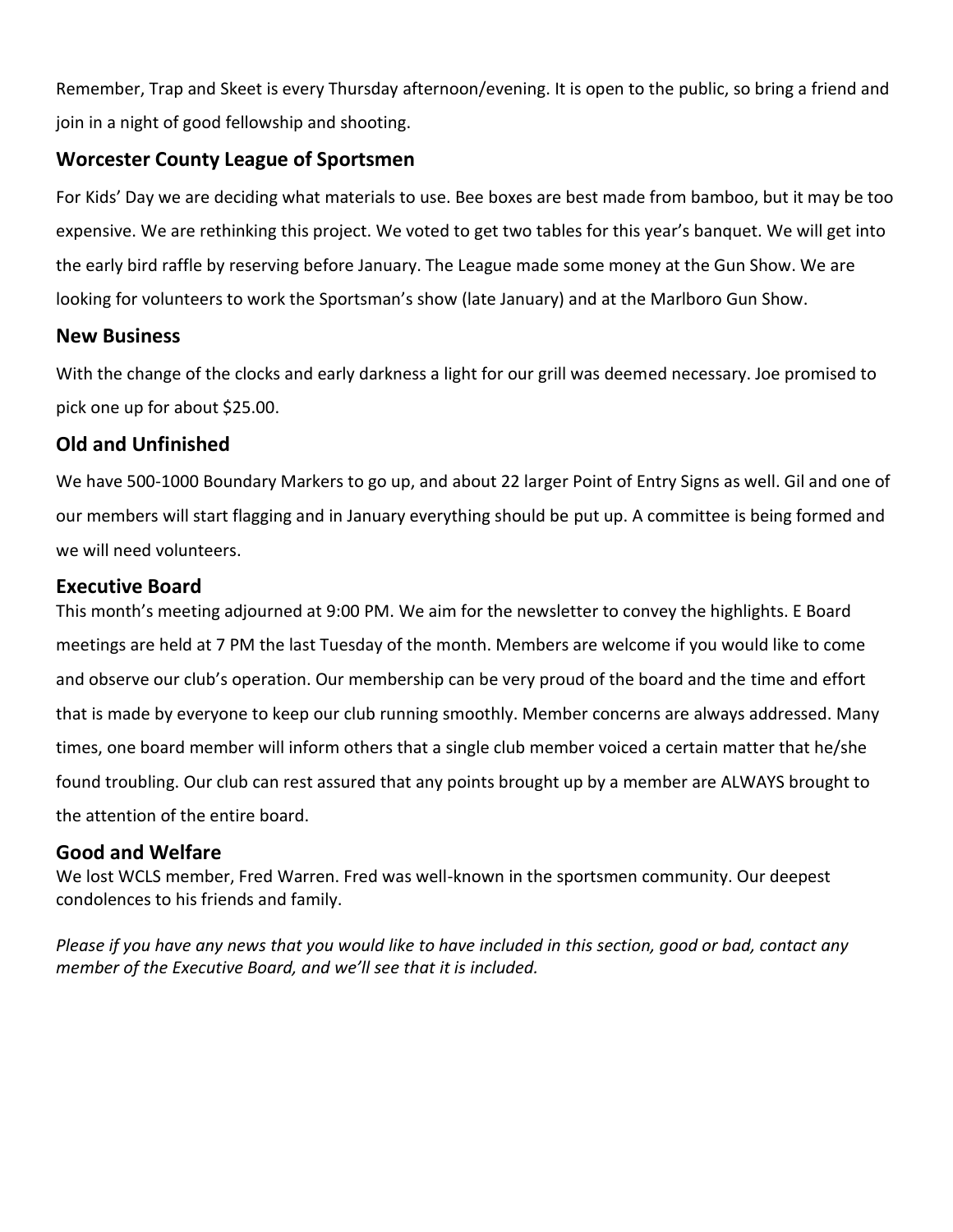Remember, Trap and Skeet is every Thursday afternoon/evening. It is open to the public, so bring a friend and join in a night of good fellowship and shooting.

## Worcester County League of Sportsmen

For Kids' Day we are deciding what materials to use. Bee boxes are best made from bamboo, but it may be too expensive. We are rethinking this project. We voted to get two tables for this year's banquet. We will get into the early bird raffle by reserving before January. The League made some money at the Gun Show. We are looking for volunteers to work the Sportsman's show (late January) and at the Marlboro Gun Show.

## New Business

With the change of the clocks and early darkness a light for our grill was deemed necessary. Joe promised to pick one up for about $25.00.

## Old and Unfinished

We have 500-1000 Boundary Markers to go up, and about 22 larger Point of Entry Signs as well. Gil and one of our members will start flagging and in January everything should be put up. A committee is being formed and we will need volunteers.

## Executive Board

This month's meeting adjourned at 9:00 PM. We aim for the newsletter to convey the highlights. E Board meetings are held at 7 PM the last Tuesday of the month. Members are welcome if you would like to come and observe our club's operation. Our membership can be very proud of the board and the time and effort that is made by everyone to keep our club running smoothly. Member concerns are always addressed. Many times, one board member will inform others that a single club member voiced a certain matter that he/she found troubling. Our club can rest assured that any points brought up by a member are ALWAYS brought to the attention of the entire board.

## Good and Welfare

We lost WCLS member, Fred Warren. Fred was well-known in the sportsmen community. Our deepest condolences to his friends and family.

*Please if you have any news that you would like to have included in this section, good or bad, contact any member of the Executive Board, and we'll see that it is included.*